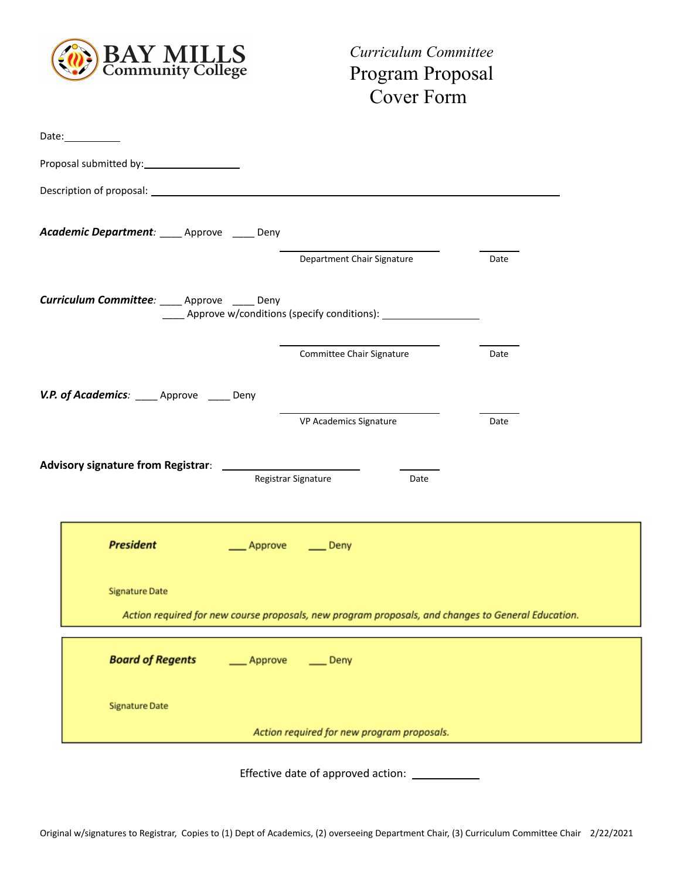**BAY MILLS** Community College

*Curriculum Committee*

# Program Proposal Cover Form

Date:__________

Proposal submitted by:_________________

Description of proposal: ______________________________________________________________________

***Academic Department**:* ____ Approve ____ Deny

_________________________ Department Chair Signature          ______ Date

***Curriculum Committee**:* ____ Approve ____ Deny
____ Approve w/conditions (specify conditions): __________________

_________________________ Committee Chair Signature          ______ Date

***V.P. of Academics**:* ____ Approve ____ Deny

_________________________ VP Academics Signature          ______ Date

**Advisory signature from Registrar**: _____________________ Registrar Signature          ______ Date

***President*** ___ Approve ___ Deny

Signature Date

*Action required for new course proposals, new program proposals, and changes to General Education.*

***Board of Regents*** ___ Approve ___ Deny

Signature Date

*Action required for new program proposals.*

Effective date of approved action: ___________

Original w/signatures to Registrar, Copies to (1) Dept of Academics, (2) overseeing Department Chair, (3) Curriculum Committee Chair 2/22/2021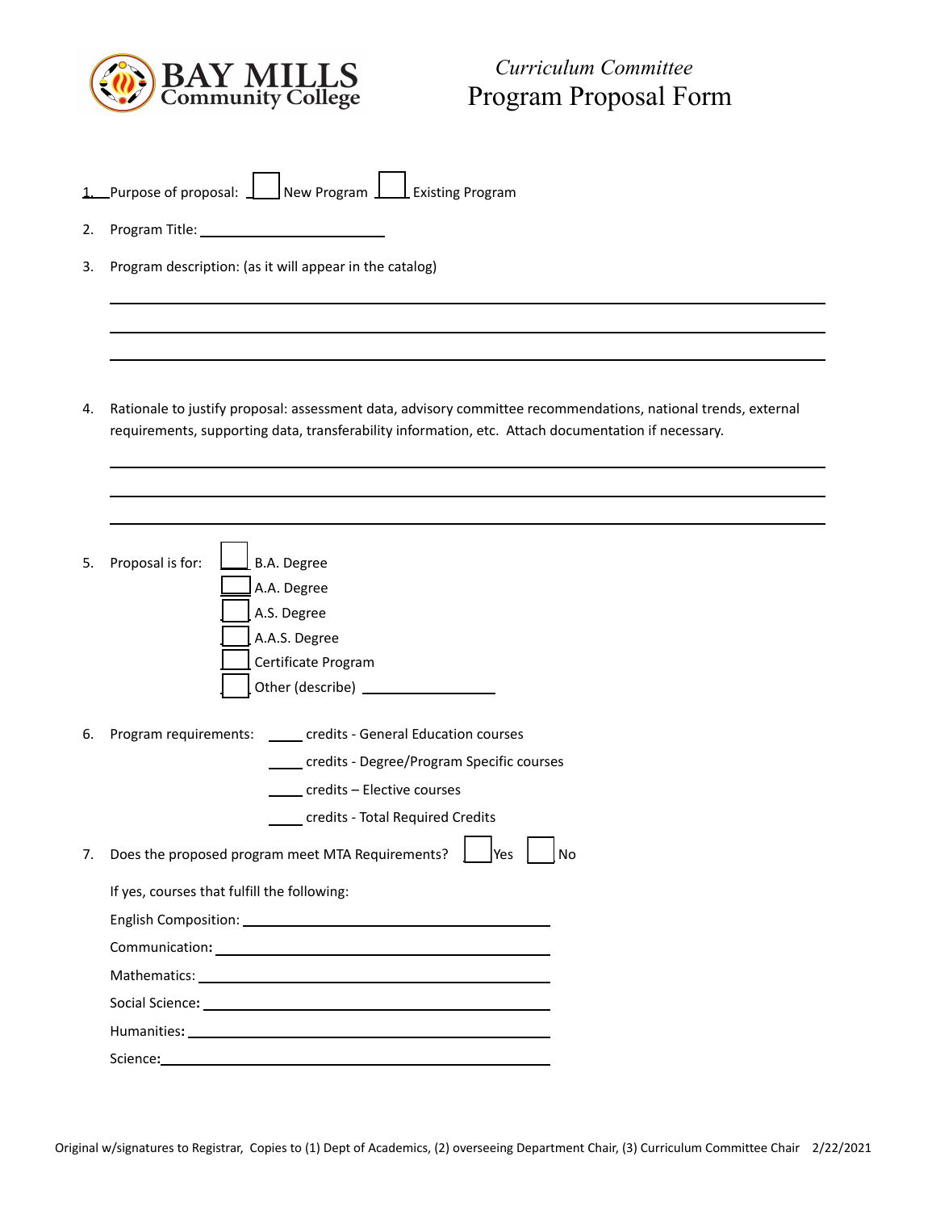# BAY MILLS Community College

*Curriculum Committee*
# Program Proposal Form

1. Purpose of proposal: ☐ New Program ☐ Existing Program

2. Program Title: ________________________

3. Program description: (as it will appear in the catalog)

________________________________________________________________________

________________________________________________________________________

________________________________________________________________________

4. Rationale to justify proposal: assessment data, advisory committee recommendations, national trends, external requirements, supporting data, transferability information, etc. Attach documentation if necessary.

________________________________________________________________________

________________________________________________________________________

________________________________________________________________________

5. Proposal is for:
   - ☐ B.A. Degree
   - ☐ A.A. Degree
   - ☐ A.S. Degree
   - ☐ A.A.S. Degree
   - ☐ Certificate Program
   - ☐ Other (describe) ________________

6. Program requirements:
   - _____ credits - General Education courses
   - _____ credits - Degree/Program Specific courses
   - _____ credits – Elective courses
   - _____ credits - Total Required Credits

7. Does the proposed program meet MTA Requirements? ☐ Yes ☐ No

   If yes, courses that fulfill the following:

   English Composition: ________________________________

   Communication: ________________________________

   Mathematics: ________________________________

   Social Science: ________________________________

   Humanities: ________________________________

   Science: ________________________________

Original w/signatures to Registrar, Copies to (1) Dept of Academics, (2) overseeing Department Chair, (3) Curriculum Committee Chair 2/22/2021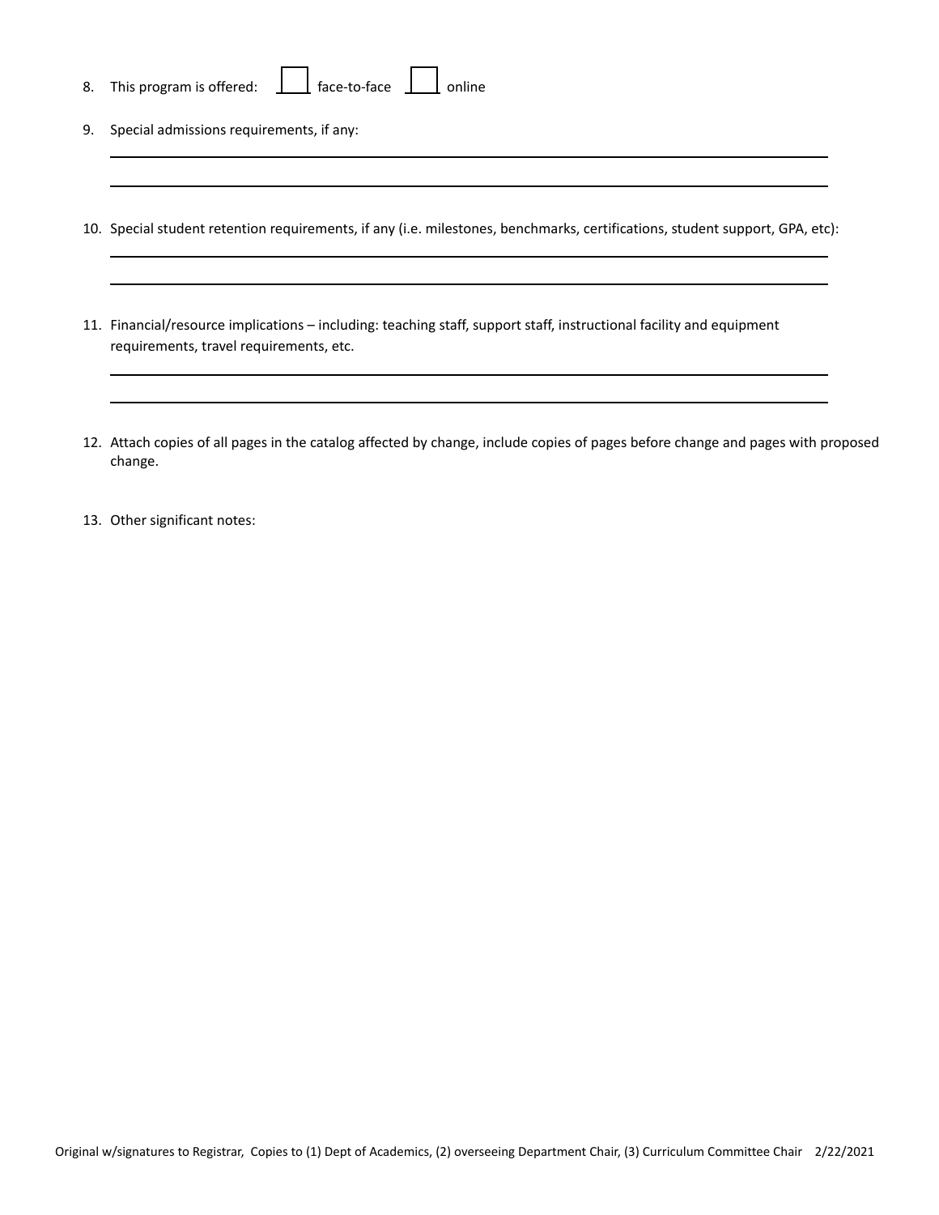8. This program is offered: ☐ face-to-face ☐ online

9. Special admissions requirements, if any:

10. Special student retention requirements, if any (i.e. milestones, benchmarks, certifications, student support, GPA, etc):

11. Financial/resource implications – including: teaching staff, support staff, instructional facility and equipment requirements, travel requirements, etc.

12. Attach copies of all pages in the catalog affected by change, include copies of pages before change and pages with proposed change.

13. Other significant notes:

Original w/signatures to Registrar, Copies to (1) Dept of Academics, (2) overseeing Department Chair, (3) Curriculum Committee Chair 2/22/2021